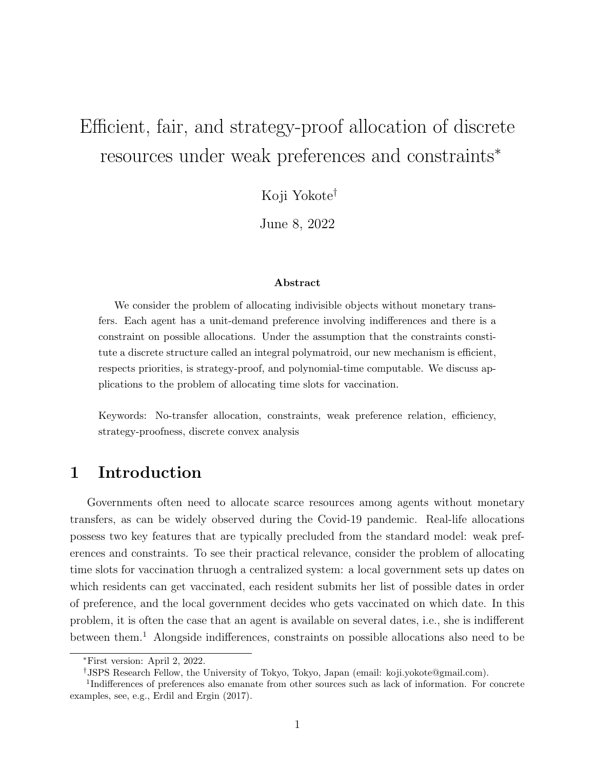#  Efficient, fair, and strategy-proof allocation of discrete resources under weak preferences and constraints*

Koji Yokote†

June 8, 2022

### Abstract

We consider the problem of allocating indivisible objects without monetary transfers. Each agent has a unit-demand preference involving indifferences and there is a constraint on possible allocations. Under the assumption that the constraints constitute a discrete structure called an integral polymatroid, our new mechanism is efficient, respects priorities, is strategy-proof, and polynomial-time computable. We discuss applications to the problem of allocating time slots for vaccination.

Keywords: No-transfer allocation, constraints, weak preference relation, efficiency, strategy-proofness, discrete convex analysis

## 1 Introduction

Governments often need to allocate scarce resources among agents without monetary transfers, as can be widely observed during the Covid-19 pandemic. Real-life allocations possess two key features that are typically precluded from the standard model: weak preferences and constraints. To see their practical relevance, consider the problem of allocating time slots for vaccination thruogh a centralized system: a local government sets up dates on which residents can get vaccinated, each resident submits her list of possible dates in order of preference, and the local government decides who gets vaccinated on which date. In this problem, it is often the case that an agent is available on several dates, i.e., she is indifferent between them.[1] Alongside indifferences, constraints on possible allocations also need to be

---

*First version: April 2, 2022.

†JSPS Research Fellow, the University of Tokyo, Tokyo, Japan (email: koji.yokote@gmail.com).

[1]Indifferences of preferences also emanate from other sources such as lack of information. For concrete examples, see, e.g., Erdil and Ergin (2017).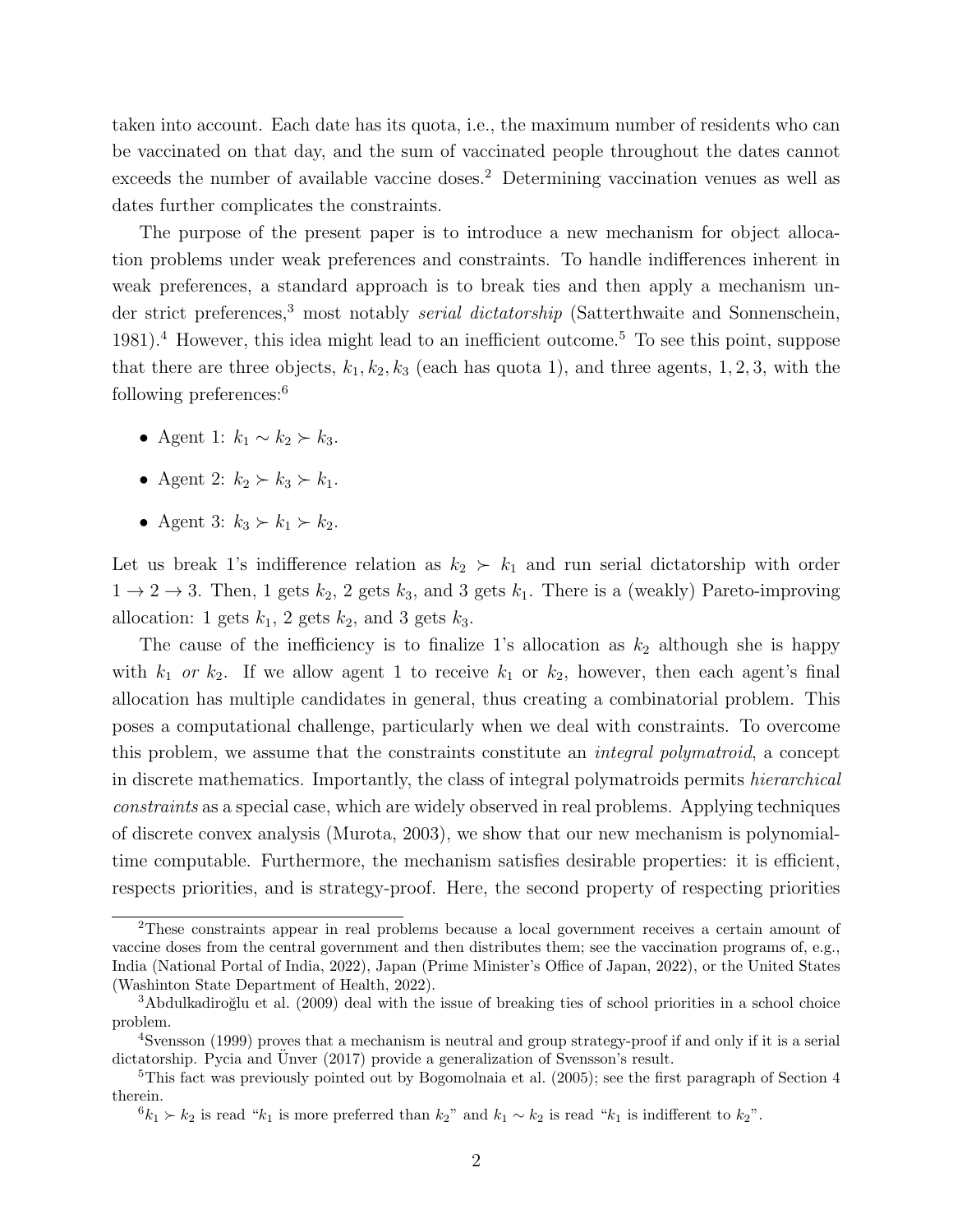taken into account. Each date has its quota, i.e., the maximum number of residents who can be vaccinated on that day, and the sum of vaccinated people throughout the dates cannot exceeds the number of available vaccine doses.[2] Determining vaccination venues as well as dates further complicates the constraints.

The purpose of the present paper is to introduce a new mechanism for object allocation problems under weak preferences and constraints. To handle indifferences inherent in weak preferences, a standard approach is to break ties and then apply a mechanism under strict preferences,[3] most notably *serial dictatorship* (Satterthwaite and Sonnenschein, 1981).[4] However, this idea might lead to an inefficient outcome.[5] To see this point, suppose that there are three objects, $k_1, k_2, k_3$ (each has quota 1), and three agents, $1, 2, 3$, with the following preferences:[6]

- Agent 1: $k_1 \sim k_2 \succ k_3$.
- Agent 2: $k_2 \succ k_3 \succ k_1$.
- Agent 3: $k_3 \succ k_1 \succ k_2$.

Let us break 1's indifference relation as $k_2 \succ k_1$ and run serial dictatorship with order $1 \to 2 \to 3$. Then, 1 gets $k_2$, 2 gets $k_3$, and 3 gets $k_1$. There is a (weakly) Pareto-improving allocation: 1 gets $k_1$, 2 gets $k_2$, and 3 gets $k_3$.

The cause of the inefficiency is to finalize 1's allocation as $k_2$ although she is happy with $k_1$ *or* $k_2$. If we allow agent 1 to receive $k_1$ or $k_2$, however, then each agent's final allocation has multiple candidates in general, thus creating a combinatorial problem. This poses a computational challenge, particularly when we deal with constraints. To overcome this problem, we assume that the constraints constitute an *integral polymatroid*, a concept in discrete mathematics. Importantly, the class of integral polymatroids permits *hierarchical constraints* as a special case, which are widely observed in real problems. Applying techniques of discrete convex analysis (Murota, 2003), we show that our new mechanism is polynomial-time computable. Furthermore, the mechanism satisfies desirable properties: it is efficient, respects priorities, and is strategy-proof. Here, the second property of respecting priorities

[2] These constraints appear in real problems because a local government receives a certain amount of vaccine doses from the central government and then distributes them; see the vaccination programs of, e.g., India (National Portal of India, 2022), Japan (Prime Minister's Office of Japan, 2022), or the United States (Washinton State Department of Health, 2022).

[3] Abdulkadiroğlu et al. (2009) deal with the issue of breaking ties of school priorities in a school choice problem.

[4] Svensson (1999) proves that a mechanism is neutral and group strategy-proof if and only if it is a serial dictatorship. Pycia and Ünver (2017) provide a generalization of Svensson's result.

[5] This fact was previously pointed out by Bogomolnaia et al. (2005); see the first paragraph of Section 4 therein.

[6] $k_1 \succ k_2$ is read "$k_1$ is more preferred than $k_2$" and $k_1 \sim k_2$ is read "$k_1$ is indifferent to $k_2$".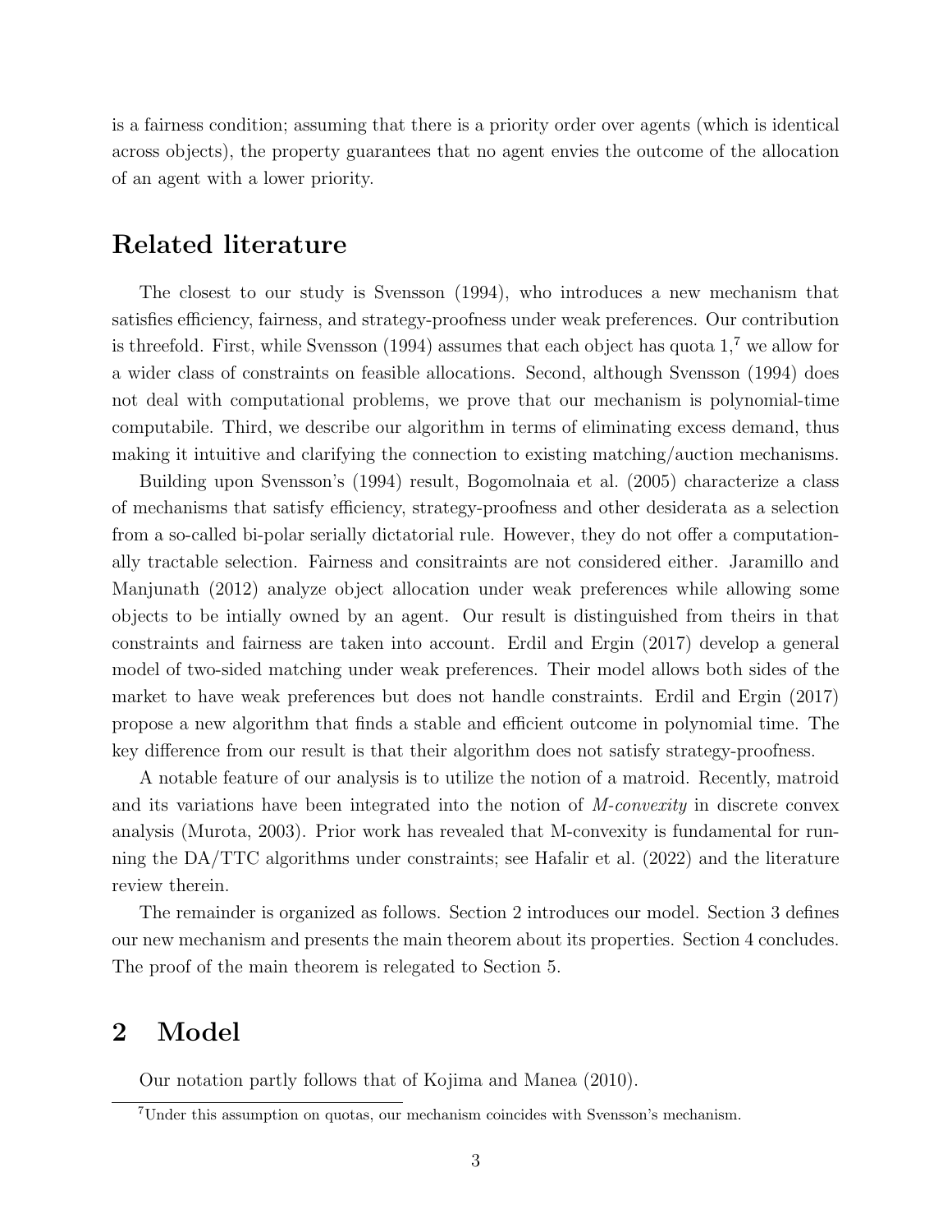is a fairness condition; assuming that there is a priority order over agents (which is identical across objects), the property guarantees that no agent envies the outcome of the allocation of an agent with a lower priority.

## Related literature

The closest to our study is Svensson (1994), who introduces a new mechanism that satisfies efficiency, fairness, and strategy-proofness under weak preferences. Our contribution is threefold. First, while Svensson (1994) assumes that each object has quota 1,[7] we allow for a wider class of constraints on feasible allocations. Second, although Svensson (1994) does not deal with computational problems, we prove that our mechanism is polynomial-time computabile. Third, we describe our algorithm in terms of eliminating excess demand, thus making it intuitive and clarifying the connection to existing matching/auction mechanisms.

Building upon Svensson's (1994) result, Bogomolnaia et al. (2005) characterize a class of mechanisms that satisfy efficiency, strategy-proofness and other desiderata as a selection from a so-called bi-polar serially dictatorial rule. However, they do not offer a computationally tractable selection. Fairness and consitraints are not considered either. Jaramillo and Manjunath (2012) analyze object allocation under weak preferences while allowing some objects to be intially owned by an agent. Our result is distinguished from theirs in that constraints and fairness are taken into account. Erdil and Ergin (2017) develop a general model of two-sided matching under weak preferences. Their model allows both sides of the market to have weak preferences but does not handle constraints. Erdil and Ergin (2017) propose a new algorithm that finds a stable and efficient outcome in polynomial time. The key difference from our result is that their algorithm does not satisfy strategy-proofness.

A notable feature of our analysis is to utilize the notion of a matroid. Recently, matroid and its variations have been integrated into the notion of *M-convexity* in discrete convex analysis (Murota, 2003). Prior work has revealed that M-convexity is fundamental for running the DA/TTC algorithms under constraints; see Hafalir et al. (2022) and the literature review therein.

The remainder is organized as follows. Section 2 introduces our model. Section 3 defines our new mechanism and presents the main theorem about its properties. Section 4 concludes. The proof of the main theorem is relegated to Section 5.

# 2 Model

Our notation partly follows that of Kojima and Manea (2010).

[7] Under this assumption on quotas, our mechanism coincides with Svensson's mechanism.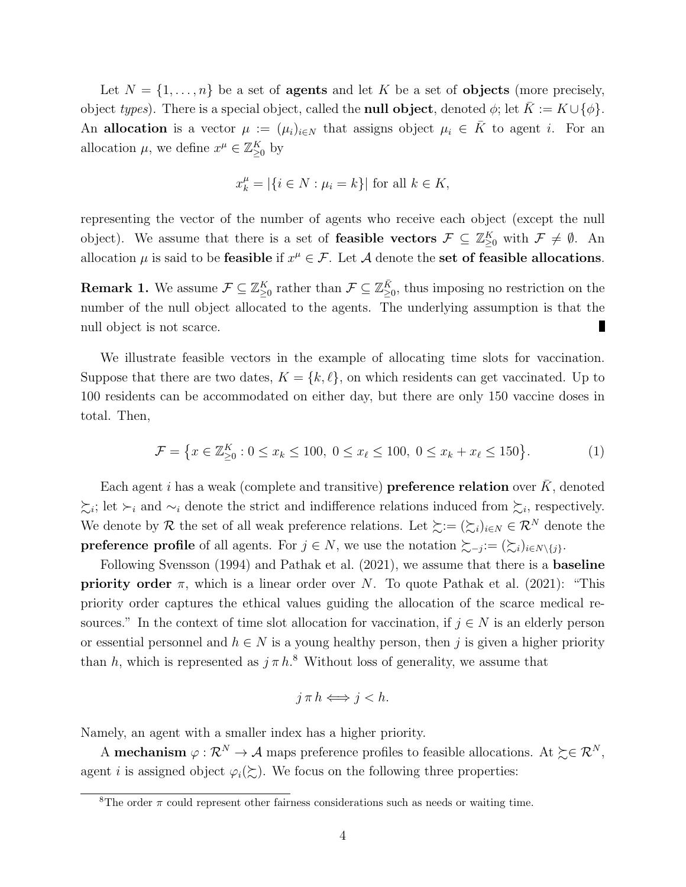Let $N = \{1, \dots, n\}$ be a set of **agents** and let $K$ be a set of **objects** (more precisely, object *types*). There is a special object, called the **null object**, denoted $\phi$; let $\bar{K} := K \cup \{\phi\}$. An **allocation** is a vector $\mu := (\mu_i)_{i \in N}$ that assigns object $\mu_i \in \bar{K}$ to agent $i$. For an allocation $\mu$, we define $x^\mu \in \mathbb{Z}^K_{\geq 0}$ by

$$x^\mu_k = |\{i \in N : \mu_i = k\}| \text{ for all } k \in K,$$

representing the vector of the number of agents who receive each object (except the null object). We assume that there is a set of **feasible vectors** $\mathcal{F} \subseteq \mathbb{Z}^K_{\geq 0}$ with $\mathcal{F} \neq \emptyset$. An allocation $\mu$ is said to be **feasible** if $x^\mu \in \mathcal{F}$. Let $\mathcal{A}$ denote the **set of feasible allocations**.

**Remark 1.** We assume $\mathcal{F} \subseteq \mathbb{Z}^K_{\geq 0}$ rather than $\mathcal{F} \subseteq \mathbb{Z}^{\bar{K}}_{\geq 0}$, thus imposing no restriction on the number of the null object allocated to the agents. The underlying assumption is that the null object is not scarce. ∎

We illustrate feasible vectors in the example of allocating time slots for vaccination. Suppose that there are two dates, $K = \{k, \ell\}$, on which residents can get vaccinated. Up to 100 residents can be accommodated on either day, but there are only 150 vaccine doses in total. Then,

$$\mathcal{F} = \left\{ x \in \mathbb{Z}^K_{\geq 0} : 0 \leq x_k \leq 100,\ 0 \leq x_\ell \leq 100,\ 0 \leq x_k + x_\ell \leq 150 \right\}. \tag{1}$$

Each agent $i$ has a weak (complete and transitive) **preference relation** over $\bar{K}$, denoted $\succsim_i$; let $\succ_i$ and $\sim_i$ denote the strict and indifference relations induced from $\succsim_i$, respectively. We denote by $\mathcal{R}$ the set of all weak preference relations. Let $\succsim := (\succsim_i)_{i \in N} \in \mathcal{R}^N$ denote the **preference profile** of all agents. For $j \in N$, we use the notation $\succsim_{-j} := (\succsim_i)_{i \in N \setminus \{j\}}$.

Following Svensson (1994) and Pathak et al. (2021), we assume that there is a **baseline priority order** $\pi$, which is a linear order over $N$. To quote Pathak et al. (2021): "This priority order captures the ethical values guiding the allocation of the scarce medical resources." In the context of time slot allocation for vaccination, if $j \in N$ is an elderly person or essential personnel and $h \in N$ is a young healthy person, then $j$ is given a higher priority than $h$, which is represented as $j \,\pi\, h$.[8] Without loss of generality, we assume that

$$j \,\pi\, h \iff j < h.$$

Namely, an agent with a smaller index has a higher priority.

A **mechanism** $\varphi : \mathcal{R}^N \to \mathcal{A}$ maps preference profiles to feasible allocations. At $\succsim \in \mathcal{R}^N$, agent $i$ is assigned object $\varphi_i(\succsim)$. We focus on the following three properties:

[8] The order $\pi$ could represent other fairness considerations such as needs or waiting time.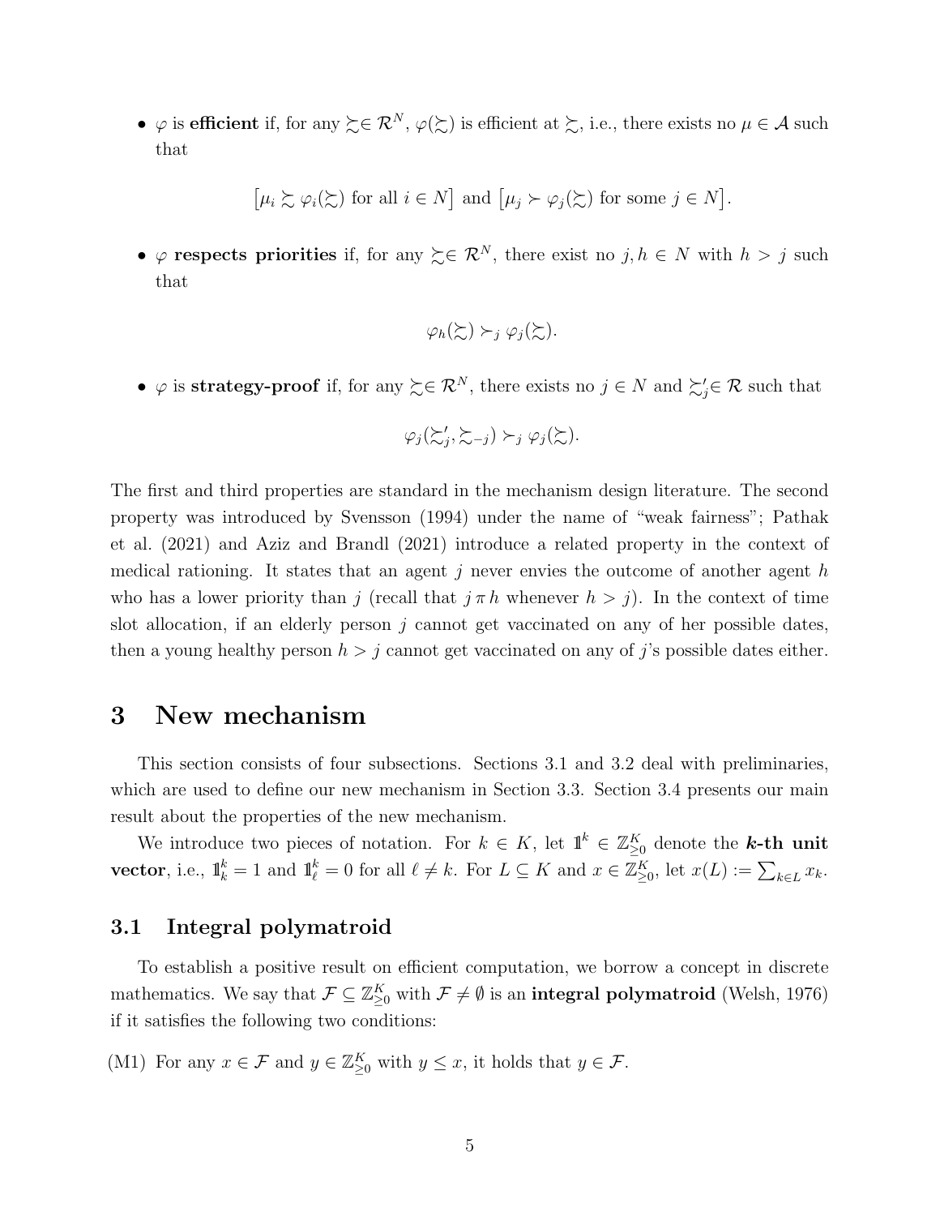- $\varphi$ is **efficient** if, for any $\succsim \in \mathcal{R}^N$, $\varphi(\succsim)$ is efficient at $\succsim$, i.e., there exists no $\mu \in \mathcal{A}$ such that

$$\big[\mu_i \succsim \varphi_i(\succsim) \text{ for all } i \in N\big] \text{ and } \big[\mu_j \succ \varphi_j(\succsim) \text{ for some } j \in N\big].$$

- $\varphi$ **respects priorities** if, for any $\succsim \in \mathcal{R}^N$, there exist no $j, h \in N$ with $h > j$ such that

$$\varphi_h(\succsim) \succ_j \varphi_j(\succsim).$$

- $\varphi$ is **strategy-proof** if, for any $\succsim \in \mathcal{R}^N$, there exists no $j \in N$ and $\succsim'_j \in \mathcal{R}$ such that

$$\varphi_j(\succsim'_j, \succsim_{-j}) \succ_j \varphi_j(\succsim).$$

The first and third properties are standard in the mechanism design literature. The second property was introduced by Svensson (1994) under the name of "weak fairness"; Pathak et al. (2021) and Aziz and Brandl (2021) introduce a related property in the context of medical rationing. It states that an agent $j$ never envies the outcome of another agent $h$ who has a lower priority than $j$ (recall that $j \,\pi\, h$ whenever $h > j$). In the context of time slot allocation, if an elderly person $j$ cannot get vaccinated on any of her possible dates, then a young healthy person $h > j$ cannot get vaccinated on any of $j$'s possible dates either.

# 3 New mechanism

This section consists of four subsections. Sections 3.1 and 3.2 deal with preliminaries, which are used to define our new mechanism in Section 3.3. Section 3.4 presents our main result about the properties of the new mechanism.

We introduce two pieces of notation. For $k \in K$, let $\mathbb{1}^k \in \mathbb{Z}^K_{\geq 0}$ denote the ***k*-th unit vector**, i.e., $\mathbb{1}^k_k = 1$ and $\mathbb{1}^k_\ell = 0$ for all $\ell \neq k$. For $L \subseteq K$ and $x \in \mathbb{Z}^K_{\geq 0}$, let $x(L) := \sum_{k \in L} x_k$.

## 3.1 Integral polymatroid

To establish a positive result on efficient computation, we borrow a concept in discrete mathematics. We say that $\mathcal{F} \subseteq \mathbb{Z}^K_{\geq 0}$ with $\mathcal{F} \neq \emptyset$ is an **integral polymatroid** (Welsh, 1976) if it satisfies the following two conditions:

(M1) For any $x \in \mathcal{F}$ and $y \in \mathbb{Z}^K_{\geq 0}$ with $y \leq x$, it holds that $y \in \mathcal{F}$.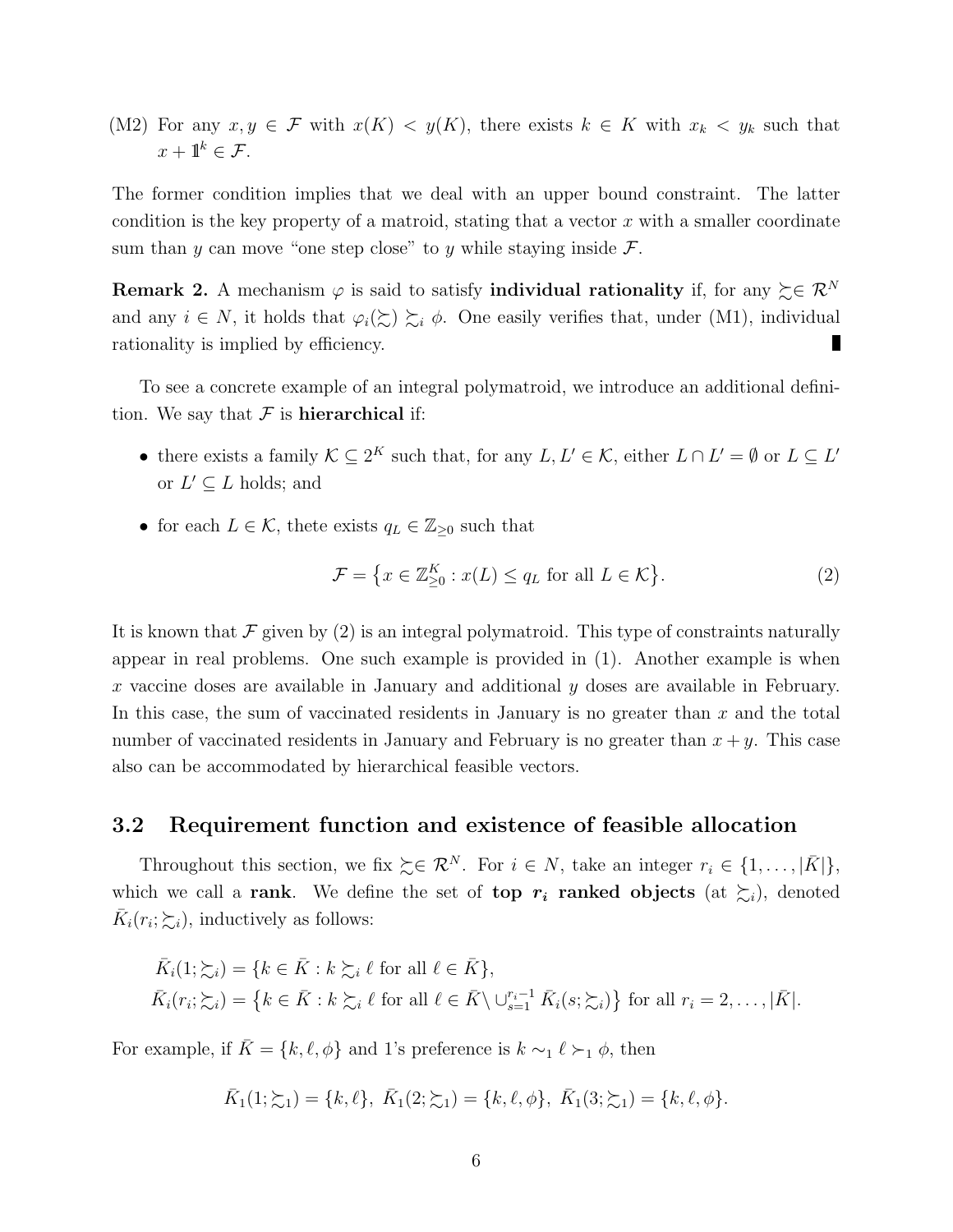(M2) For any $x, y \in \mathcal{F}$ with $x(K) < y(K)$, there exists $k \in K$ with $x_k < y_k$ such that $x + \mathbb{1}^k \in \mathcal{F}$.

The former condition implies that we deal with an upper bound constraint. The latter condition is the key property of a matroid, stating that a vector $x$ with a smaller coordinate sum than $y$ can move "one step close" to $y$ while staying inside $\mathcal{F}$.

**Remark 2.** A mechanism $\varphi$ is said to satisfy **individual rationality** if, for any $\succsim \in \mathcal{R}^N$ and any $i \in N$, it holds that $\varphi_i(\succsim) \succsim_i \phi$. One easily verifies that, under (M1), individual rationality is implied by efficiency. ∎

To see a concrete example of an integral polymatroid, we introduce an additional definition. We say that $\mathcal{F}$ is **hierarchical** if:

- there exists a family $\mathcal{K} \subseteq 2^K$ such that, for any $L, L' \in \mathcal{K}$, either $L \cap L' = \emptyset$ or $L \subseteq L'$ or $L' \subseteq L$ holds; and
- for each $L \in \mathcal{K}$, thete exists $q_L \in \mathbb{Z}_{\geq 0}$ such that

$$\mathcal{F} = \left\{ x \in \mathbb{Z}^K_{\geq 0} : x(L) \leq q_L \text{ for all } L \in \mathcal{K} \right\}. \tag{2}$$

It is known that $\mathcal{F}$ given by (2) is an integral polymatroid. This type of constraints naturally appear in real problems. One such example is provided in (1). Another example is when $x$ vaccine doses are available in January and additional $y$ doses are available in February. In this case, the sum of vaccinated residents in January is no greater than $x$ and the total number of vaccinated residents in January and February is no greater than $x + y$. This case also can be accommodated by hierarchical feasible vectors.

## 3.2 Requirement function and existence of feasible allocation

Throughout this section, we fix $\succsim \in \mathcal{R}^N$. For $i \in N$, take an integer $r_i \in \{1, \ldots, |\bar{K}|\}$, which we call a **rank**. We define the set of **top $r_i$ ranked objects** (at $\succsim_i$), denoted $\bar{K}_i(r_i; \succsim_i)$, inductively as follows:

$$\bar{K}_i(1; \succsim_i) = \{k \in \bar{K} : k \succsim_i \ell \text{ for all } \ell \in \bar{K}\},$$
$$\bar{K}_i(r_i; \succsim_i) = \left\{k \in \bar{K} : k \succsim_i \ell \text{ for all } \ell \in \bar{K} \setminus \cup_{s=1}^{r_i - 1} \bar{K}_i(s; \succsim_i)\right\} \text{ for all } r_i = 2, \ldots, |\bar{K}|.$$

For example, if $\bar{K} = \{k, \ell, \phi\}$ and 1's preference is $k \sim_1 \ell \succ_1 \phi$, then

$$\bar{K}_1(1; \succsim_1) = \{k, \ell\},\ \bar{K}_1(2; \succsim_1) = \{k, \ell, \phi\},\ \bar{K}_1(3; \succsim_1) = \{k, \ell, \phi\}.$$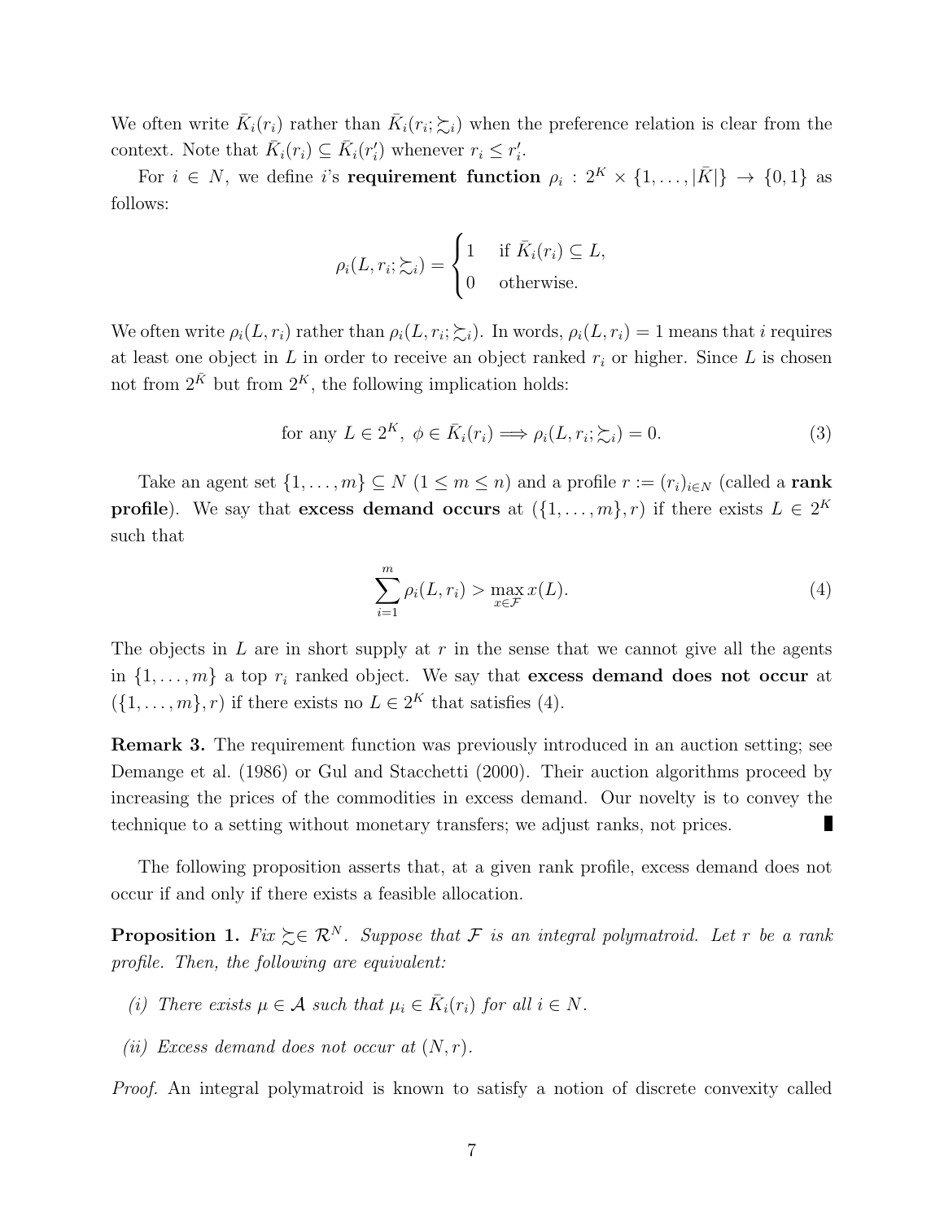We often write $\bar{K}_i(r_i)$ rather than $\bar{K}_i(r_i; \succsim_i)$ when the preference relation is clear from the context. Note that $\bar{K}_i(r_i) \subseteq \bar{K}_i(r_i')$ whenever $r_i \leq r_i'$.

For $i \in N$, we define $i$'s **requirement function** $\rho_i : 2^K \times \{1, \ldots, |\bar{K}|\} \to \{0, 1\}$ as follows:

$$\rho_i(L, r_i; \succsim_i) = \begin{cases} 1 & \text{if } \bar{K}_i(r_i) \subseteq L, \\ 0 & \text{otherwise.} \end{cases}$$

We often write $\rho_i(L, r_i)$ rather than $\rho_i(L, r_i; \succsim_i)$. In words, $\rho_i(L, r_i) = 1$ means that $i$ requires at least one object in $L$ in order to receive an object ranked $r_i$ or higher. Since $L$ is chosen not from $2^{\bar{K}}$ but from $2^K$, the following implication holds:

$$\text{for any } L \in 2^K, \; \phi \in \bar{K}_i(r_i) \Longrightarrow \rho_i(L, r_i; \succsim_i) = 0. \tag{3}$$

Take an agent set $\{1, \ldots, m\} \subseteq N$ $(1 \leq m \leq n)$ and a profile $r := (r_i)_{i \in N}$ (called a **rank profile**). We say that **excess demand occurs** at $(\{1, \ldots, m\}, r)$ if there exists $L \in 2^K$ such that

$$\sum_{i=1}^{m} \rho_i(L, r_i) > \max_{x \in \mathcal{F}} x(L). \tag{4}$$

The objects in $L$ are in short supply at $r$ in the sense that we cannot give all the agents in $\{1, \ldots, m\}$ a top $r_i$ ranked object. We say that **excess demand does not occur** at $(\{1, \ldots, m\}, r)$ if there exists no $L \in 2^K$ that satisfies (4).

**Remark 3.** The requirement function was previously introduced in an auction setting; see Demange et al. (1986) or Gul and Stacchetti (2000). Their auction algorithms proceed by increasing the prices of the commodities in excess demand. Our novelty is to convey the technique to a setting without monetary transfers; we adjust ranks, not prices. ∎

The following proposition asserts that, at a given rank profile, excess demand does not occur if and only if there exists a feasible allocation.

**Proposition 1.** *Fix $\succsim \in \mathcal{R}^N$. Suppose that $\mathcal{F}$ is an integral polymatroid. Let $r$ be a rank profile. Then, the following are equivalent:*

- *(i) There exists $\mu \in \mathcal{A}$ such that $\mu_i \in \bar{K}_i(r_i)$ for all $i \in N$.*
- *(ii) Excess demand does not occur at $(N, r)$.*

*Proof.* An integral polymatroid is known to satisfy a notion of discrete convexity called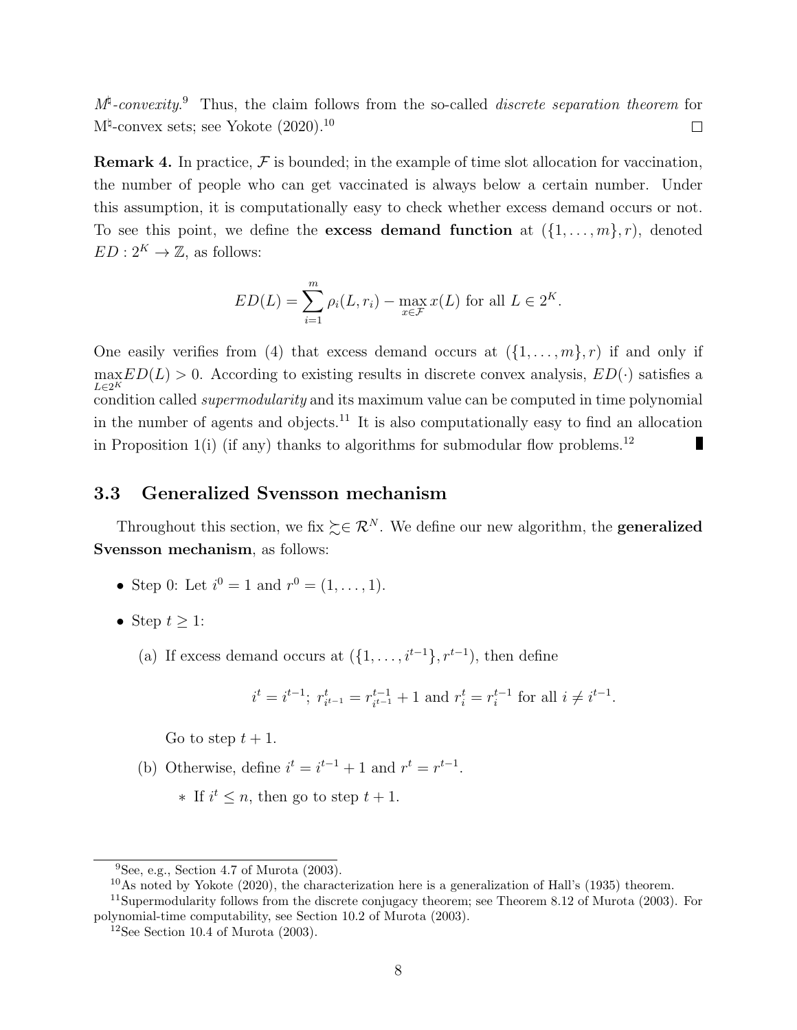$M^\natural$-*convexity*.[9] Thus, the claim follows from the so-called *discrete separation theorem* for M$^\natural$-convex sets; see Yokote (2020).[10] □

**Remark 4.** In practice, $\mathcal{F}$ is bounded; in the example of time slot allocation for vaccination, the number of people who can get vaccinated is always below a certain number. Under this assumption, it is computationally easy to check whether excess demand occurs or not. To see this point, we define the **excess demand function** at $(\{1, \ldots, m\}, r)$, denoted $ED : 2^K \to \mathbb{Z}$, as follows:

$$ED(L) = \sum_{i=1}^{m} \rho_i(L, r_i) - \max_{x \in \mathcal{F}} x(L) \text{ for all } L \in 2^K.$$

One easily verifies from (4) that excess demand occurs at $(\{1, \ldots, m\}, r)$ if and only if $\max_{L \in 2^K} ED(L) > 0$. According to existing results in discrete convex analysis, $ED(\cdot)$ satisfies a condition called *supermodularity* and its maximum value can be computed in time polynomial in the number of agents and objects.[11] It is also computationally easy to find an allocation in Proposition 1(i) (if any) thanks to algorithms for submodular flow problems.[12] ■

## 3.3 Generalized Svensson mechanism

Throughout this section, we fix $\succsim \in \mathcal{R}^N$. We define our new algorithm, the **generalized Svensson mechanism**, as follows:

- Step 0: Let $i^0 = 1$ and $r^0 = (1, \ldots, 1)$.
- Step $t \geq 1$:
  - (a) If excess demand occurs at $(\{1, \ldots, i^{t-1}\}, r^{t-1})$, then define

    $$i^t = i^{t-1};\ r^t_{i^{t-1}} = r^{t-1}_{i^{t-1}} + 1 \text{ and } r^t_i = r^{t-1}_i \text{ for all } i \neq i^{t-1}.$$

    Go to step $t + 1$.
  - (b) Otherwise, define $i^t = i^{t-1} + 1$ and $r^t = r^{t-1}$.
    - ∗ If $i^t \leq n$, then go to step $t + 1$.

[9] See, e.g., Section 4.7 of Murota (2003).

[10] As noted by Yokote (2020), the characterization here is a generalization of Hall's (1935) theorem.

[11] Supermodularity follows from the discrete conjugacy theorem; see Theorem 8.12 of Murota (2003). For polynomial-time computability, see Section 10.2 of Murota (2003).

[12] See Section 10.4 of Murota (2003).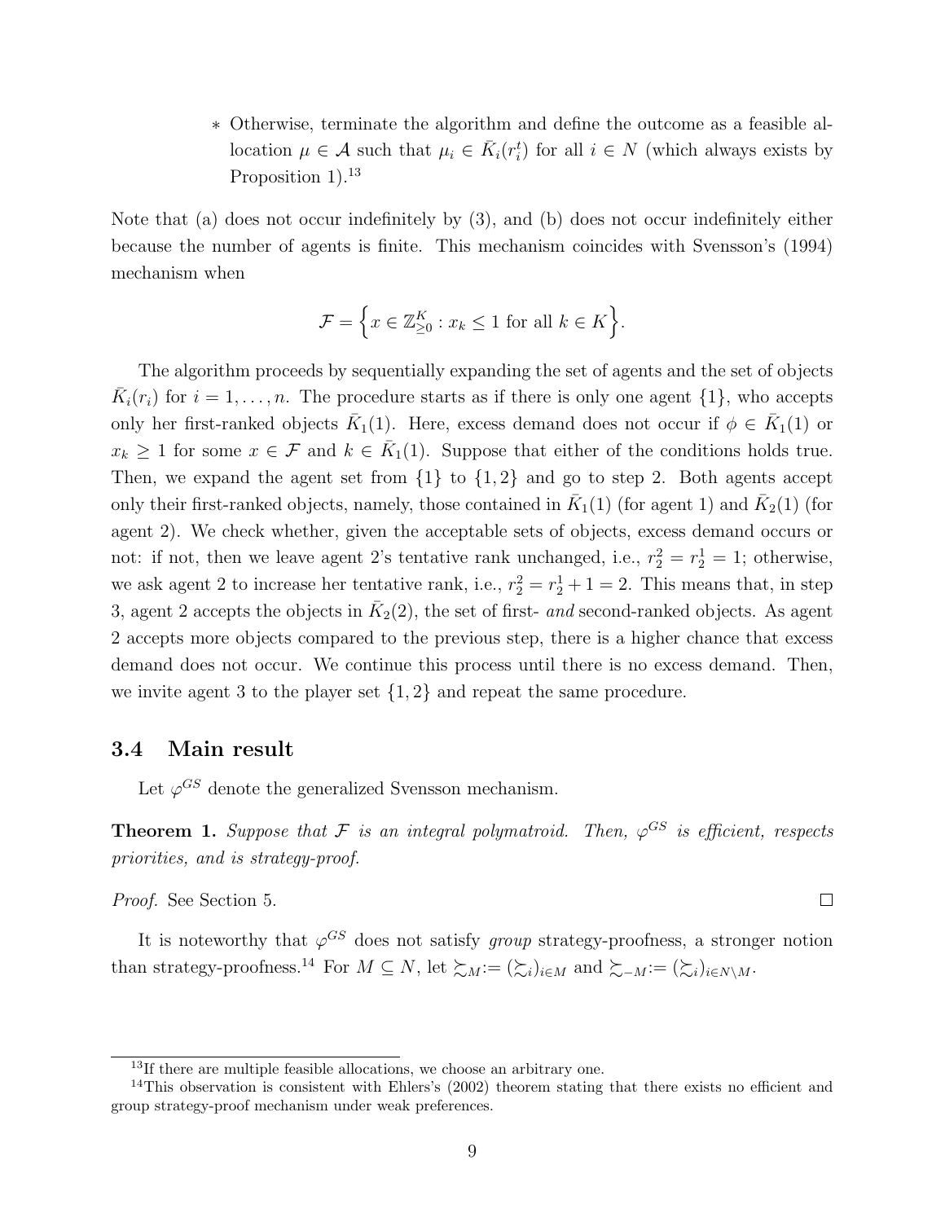* Otherwise, terminate the algorithm and define the outcome as a feasible allocation $\mu \in \mathcal{A}$ such that $\mu_i \in \bar{K}_i(r_i^t)$ for all $i \in N$ (which always exists by Proposition 1).[13]

Note that (a) does not occur indefinitely by (3), and (b) does not occur indefinitely either because the number of agents is finite. This mechanism coincides with Svensson's (1994) mechanism when

$$\mathcal{F} = \Big\{ x \in \mathbb{Z}^K_{\geq 0} : x_k \leq 1 \text{ for all } k \in K \Big\}.$$

The algorithm proceeds by sequentially expanding the set of agents and the set of objects $\bar{K}_i(r_i)$ for $i = 1, \ldots, n$. The procedure starts as if there is only one agent $\{1\}$, who accepts only her first-ranked objects $\bar{K}_1(1)$. Here, excess demand does not occur if $\phi \in \bar{K}_1(1)$ or $x_k \geq 1$ for some $x \in \mathcal{F}$ and $k \in \bar{K}_1(1)$. Suppose that either of the conditions holds true. Then, we expand the agent set from $\{1\}$ to $\{1, 2\}$ and go to step 2. Both agents accept only their first-ranked objects, namely, those contained in $\bar{K}_1(1)$ (for agent 1) and $\bar{K}_2(1)$ (for agent 2). We check whether, given the acceptable sets of objects, excess demand occurs or not: if not, then we leave agent 2's tentative rank unchanged, i.e., $r_2^2 = r_2^1 = 1$; otherwise, we ask agent 2 to increase her tentative rank, i.e., $r_2^2 = r_2^1 + 1 = 2$. This means that, in step 3, agent 2 accepts the objects in $\bar{K}_2(2)$, the set of first- *and* second-ranked objects. As agent 2 accepts more objects compared to the previous step, there is a higher chance that excess demand does not occur. We continue this process until there is no excess demand. Then, we invite agent 3 to the player set $\{1, 2\}$ and repeat the same procedure.

### 3.4 Main result

Let $\varphi^{GS}$ denote the generalized Svensson mechanism.

**Theorem 1.** *Suppose that $\mathcal{F}$ is an integral polymatroid. Then, $\varphi^{GS}$ is efficient, respects priorities, and is strategy-proof.*

*Proof.* See Section 5. □

It is noteworthy that $\varphi^{GS}$ does not satisfy *group* strategy-proofness, a stronger notion than strategy-proofness.[14] For $M \subseteq N$, let $\succsim_M := (\succsim_i)_{i \in M}$ and $\succsim_{-M} := (\succsim_i)_{i \in N \setminus M}$.

[13] If there are multiple feasible allocations, we choose an arbitrary one.

[14] This observation is consistent with Ehlers's (2002) theorem stating that there exists no efficient and group strategy-proof mechanism under weak preferences.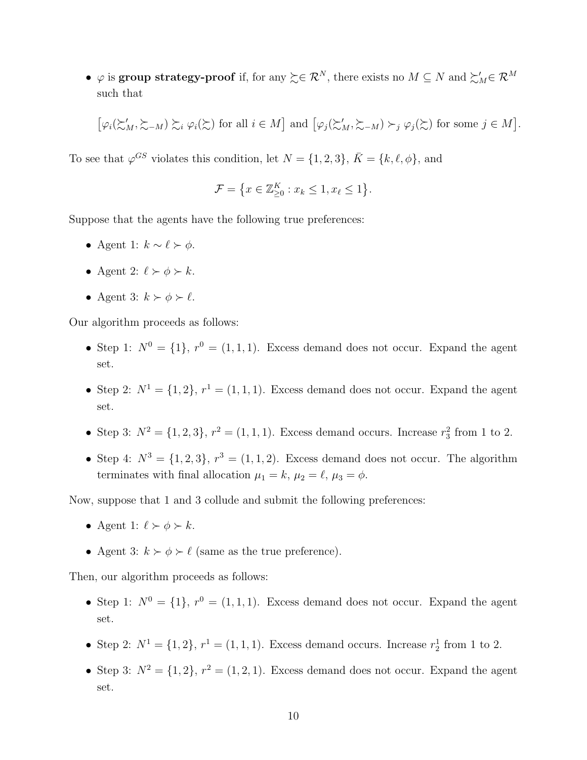- $\varphi$ is **group strategy-proof** if, for any $\succsim \in \mathcal{R}^N$, there exists no $M \subseteq N$ and $\succsim'_M \in \mathcal{R}^M$ such that

$$\big[\varphi_i(\succsim'_M, \succsim_{-M}) \succsim_i \varphi_i(\succsim) \text{ for all } i \in M\big] \text{ and } \big[\varphi_j(\succsim'_M, \succsim_{-M}) \succ_j \varphi_j(\succsim) \text{ for some } j \in M\big].$$

To see that $\varphi^{GS}$ violates this condition, let $N = \{1, 2, 3\}$, $\bar{K} = \{k, \ell, \phi\}$, and

$$\mathcal{F} = \big\{x \in \mathbb{Z}^K_{\geq 0} : x_k \leq 1, x_\ell \leq 1\big\}.$$

Suppose that the agents have the following true preferences:

- Agent 1: $k \sim \ell \succ \phi$.
- Agent 2: $\ell \succ \phi \succ k$.
- Agent 3: $k \succ \phi \succ \ell$.

Our algorithm proceeds as follows:

- Step 1: $N^0 = \{1\}$, $r^0 = (1, 1, 1)$. Excess demand does not occur. Expand the agent set.
- Step 2: $N^1 = \{1, 2\}$, $r^1 = (1, 1, 1)$. Excess demand does not occur. Expand the agent set.
- Step 3: $N^2 = \{1, 2, 3\}$, $r^2 = (1, 1, 1)$. Excess demand occurs. Increase $r^2_3$ from 1 to 2.
- Step 4: $N^3 = \{1, 2, 3\}$, $r^3 = (1, 1, 2)$. Excess demand does not occur. The algorithm terminates with final allocation $\mu_1 = k$, $\mu_2 = \ell$, $\mu_3 = \phi$.

Now, suppose that 1 and 3 collude and submit the following preferences:

- Agent 1: $\ell \succ \phi \succ k$.
- Agent 3: $k \succ \phi \succ \ell$ (same as the true preference).

Then, our algorithm proceeds as follows:

- Step 1: $N^0 = \{1\}$, $r^0 = (1, 1, 1)$. Excess demand does not occur. Expand the agent set.
- Step 2: $N^1 = \{1, 2\}$, $r^1 = (1, 1, 1)$. Excess demand occurs. Increase $r^1_2$ from 1 to 2.
- Step 3: $N^2 = \{1, 2\}$, $r^2 = (1, 2, 1)$. Excess demand does not occur. Expand the agent set.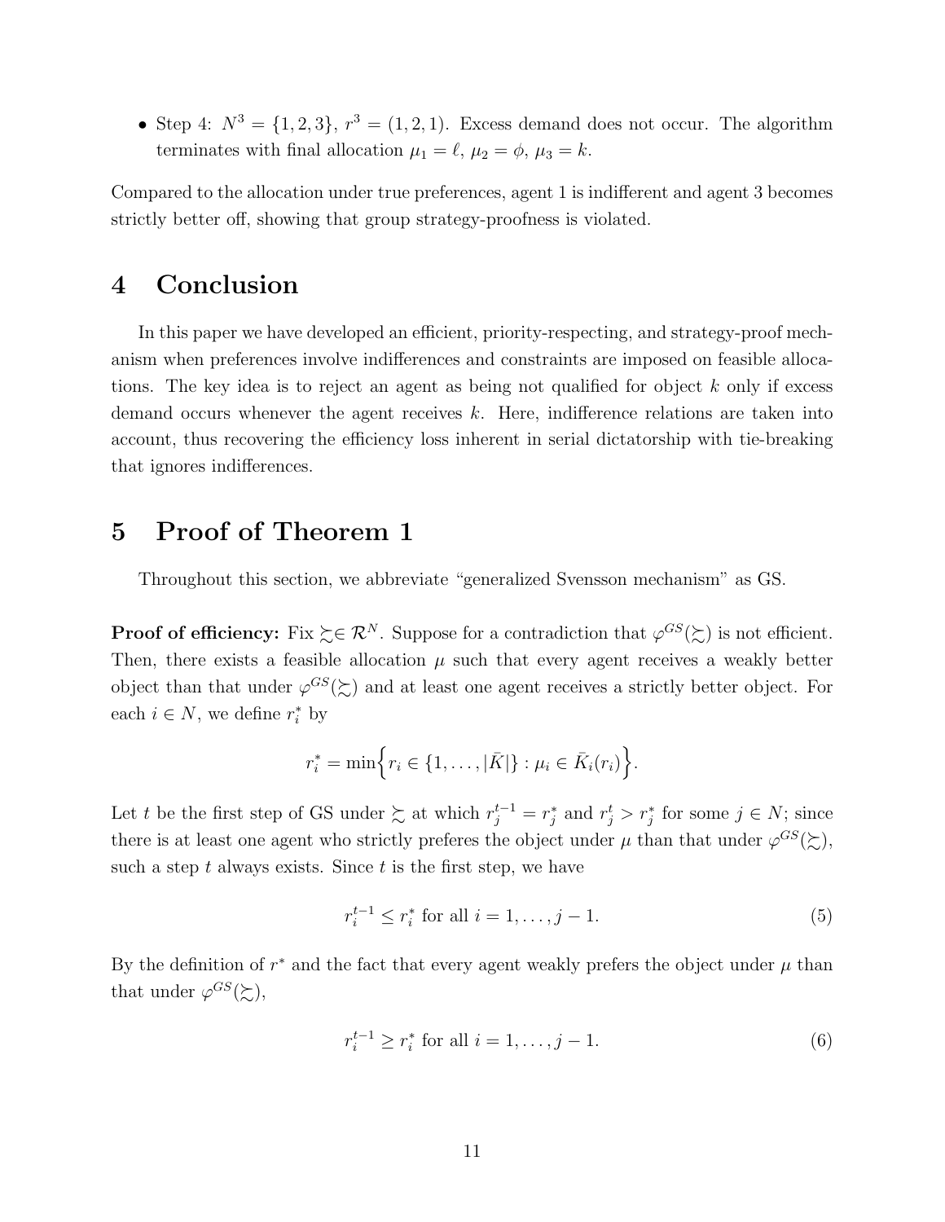- Step 4: $N^3 = \{1, 2, 3\}$, $r^3 = (1, 2, 1)$. Excess demand does not occur. The algorithm terminates with final allocation $\mu_1 = \ell$, $\mu_2 = \phi$, $\mu_3 = k$.

Compared to the allocation under true preferences, agent 1 is indifferent and agent 3 becomes strictly better off, showing that group strategy-proofness is violated.

# 4 Conclusion

In this paper we have developed an efficient, priority-respecting, and strategy-proof mechanism when preferences involve indifferences and constraints are imposed on feasible allocations. The key idea is to reject an agent as being not qualified for object $k$ only if excess demand occurs whenever the agent receives $k$. Here, indifference relations are taken into account, thus recovering the efficiency loss inherent in serial dictatorship with tie-breaking that ignores indifferences.

# 5 Proof of Theorem 1

Throughout this section, we abbreviate "generalized Svensson mechanism" as GS.

**Proof of efficiency:** Fix $\succsim \in \mathcal{R}^N$. Suppose for a contradiction that $\varphi^{GS}(\succsim)$ is not efficient. Then, there exists a feasible allocation $\mu$ such that every agent receives a weakly better object than that under $\varphi^{GS}(\succsim)$ and at least one agent receives a strictly better object. For each $i \in N$, we define $r_i^*$ by

$$r_i^* = \min\Big\{r_i \in \{1, \ldots, |\bar{K}|\} : \mu_i \in \bar{K}_i(r_i)\Big\}.$$

Let $t$ be the first step of GS under $\succsim$ at which $r_j^{t-1} = r_j^*$ and $r_j^t > r_j^*$ for some $j \in N$; since there is at least one agent who strictly preferes the object under $\mu$ than that under $\varphi^{GS}(\succsim)$, such a step $t$ always exists. Since $t$ is the first step, we have

$$r_i^{t-1} \leq r_i^* \text{ for all } i = 1, \ldots, j-1. \tag{5}$$

By the definition of $r^*$ and the fact that every agent weakly prefers the object under $\mu$ than that under $\varphi^{GS}(\succsim)$,

$$r_i^{t-1} \geq r_i^* \text{ for all } i = 1, \ldots, j-1. \tag{6}$$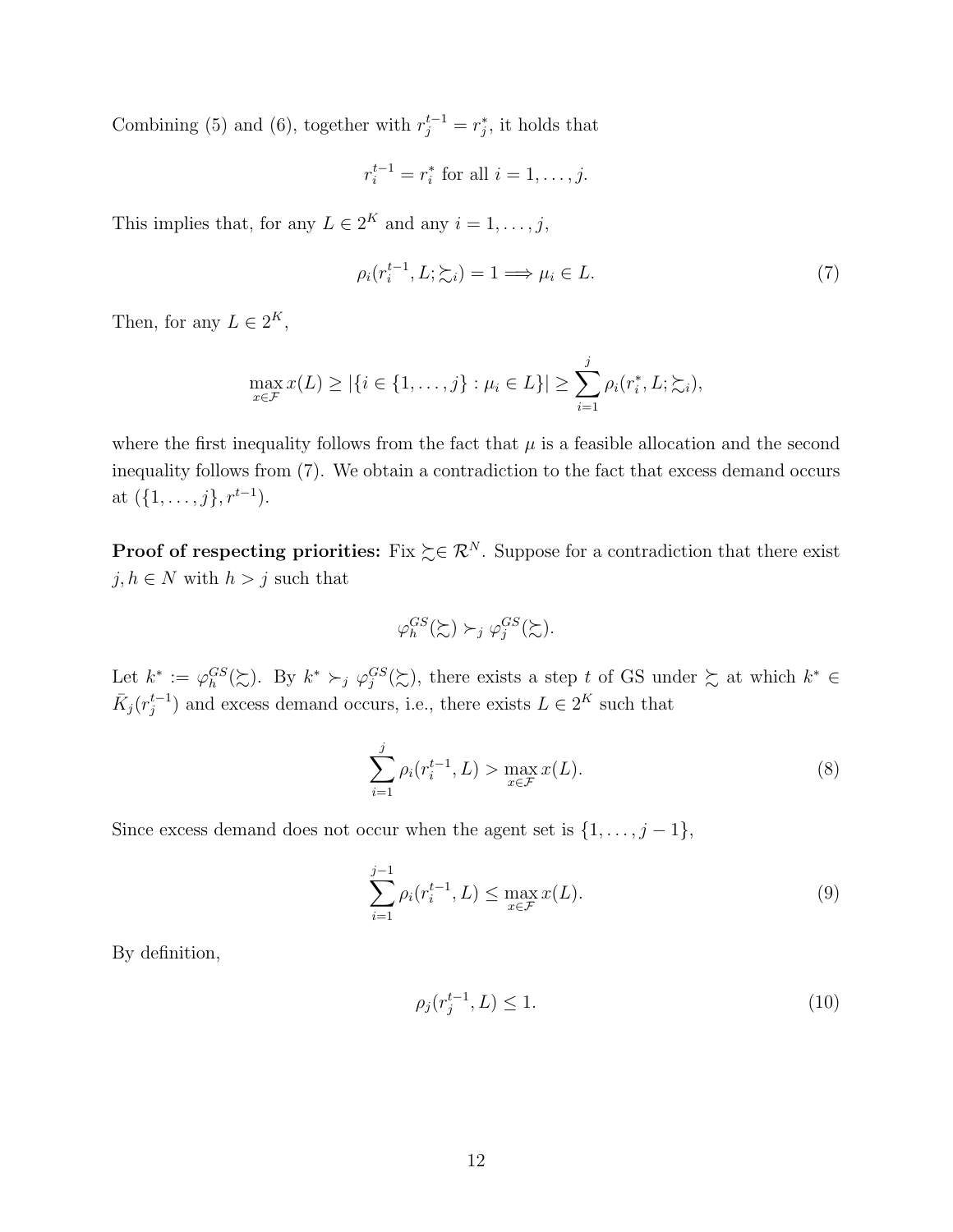Combining (5) and (6), together with $r_j^{t-1} = r_j^*$, it holds that

$$r_i^{t-1} = r_i^* \text{ for all } i = 1, \ldots, j.$$

This implies that, for any $L \in 2^K$ and any $i = 1, \ldots, j$,

$$\rho_i(r_i^{t-1}, L; \succsim_i) = 1 \Longrightarrow \mu_i \in L. \tag{7}$$

Then, for any $L \in 2^K$,

$$\max_{x \in \mathcal{F}} x(L) \geq |\{i \in \{1, \ldots, j\} : \mu_i \in L\}| \geq \sum_{i=1}^{j} \rho_i(r_i^*, L; \succsim_i),$$

where the first inequality follows from the fact that $\mu$ is a feasible allocation and the second inequality follows from (7). We obtain a contradiction to the fact that excess demand occurs at $(\{1, \ldots, j\}, r^{t-1})$.

**Proof of respecting priorities:** Fix $\succsim \in \mathcal{R}^N$. Suppose for a contradiction that there exist $j, h \in N$ with $h > j$ such that

$$\varphi_h^{GS}(\succsim) \succ_j \varphi_j^{GS}(\succsim).$$

Let $k^* := \varphi_h^{GS}(\succsim)$. By $k^* \succ_j \varphi_j^{GS}(\succsim)$, there exists a step $t$ of GS under $\succsim$ at which $k^* \in \bar{K}_j(r_j^{t-1})$ and excess demand occurs, i.e., there exists $L \in 2^K$ such that

$$\sum_{i=1}^{j} \rho_i(r_i^{t-1}, L) > \max_{x \in \mathcal{F}} x(L). \tag{8}$$

Since excess demand does not occur when the agent set is $\{1, \ldots, j-1\}$,

$$\sum_{i=1}^{j-1} \rho_i(r_i^{t-1}, L) \leq \max_{x \in \mathcal{F}} x(L). \tag{9}$$

By definition,

$$\rho_j(r_j^{t-1}, L) \leq 1. \tag{10}$$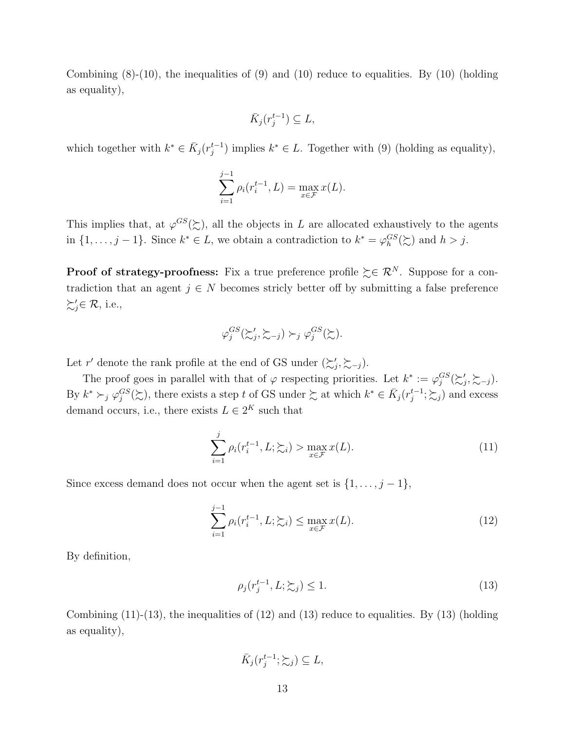Combining (8)-(10), the inequalities of (9) and (10) reduce to equalities. By (10) (holding as equality),

$$\bar{K}_j(r_j^{t-1}) \subseteq L,$$

which together with $k^* \in \bar{K}_j(r_j^{t-1})$ implies $k^* \in L$. Together with (9) (holding as equality),

$$\sum_{i=1}^{j-1} \rho_i(r_i^{t-1}, L) = \max_{x \in \mathcal{F}} x(L).$$

This implies that, at $\varphi^{GS}(\succsim)$, all the objects in $L$ are allocated exhaustively to the agents in $\{1, \ldots, j-1\}$. Since $k^* \in L$, we obtain a contradiction to $k^* = \varphi_h^{GS}(\succsim)$ and $h > j$.

**Proof of strategy-proofness:** Fix a true preference profile $\succsim \in \mathcal{R}^N$. Suppose for a contradiction that an agent $j \in N$ becomes stricly better off by submitting a false preference $\succsim'_j \in \mathcal{R}$, i.e.,

$$\varphi_j^{GS}(\succsim'_j, \succsim_{-j}) \succ_j \varphi_j^{GS}(\succsim).$$

Let $r'$ denote the rank profile at the end of GS under $(\succsim'_j, \succsim_{-j})$.

The proof goes in parallel with that of $\varphi$ respecting priorities. Let $k^* := \varphi_j^{GS}(\succsim'_j, \succsim_{-j})$. By $k^* \succ_j \varphi_j^{GS}(\succsim)$, there exists a step $t$ of GS under $\succsim$ at which $k^* \in \bar{K}_j(r_j^{t-1}; \succsim_j)$ and excess demand occurs, i.e., there exists $L \in 2^K$ such that

$$\sum_{i=1}^{j} \rho_i(r_i^{t-1}, L; \succsim_i) > \max_{x \in \mathcal{F}} x(L). \tag{11}$$

Since excess demand does not occur when the agent set is $\{1, \ldots, j-1\}$,

$$\sum_{i=1}^{j-1} \rho_i(r_i^{t-1}, L; \succsim_i) \leq \max_{x \in \mathcal{F}} x(L). \tag{12}$$

By definition,

$$\rho_j(r_j^{t-1}, L; \succsim_j) \leq 1. \tag{13}$$

Combining (11)-(13), the inequalities of (12) and (13) reduce to equalities. By (13) (holding as equality),

$$\bar{K}_j(r_j^{t-1}; \succsim_j) \subseteq L,$$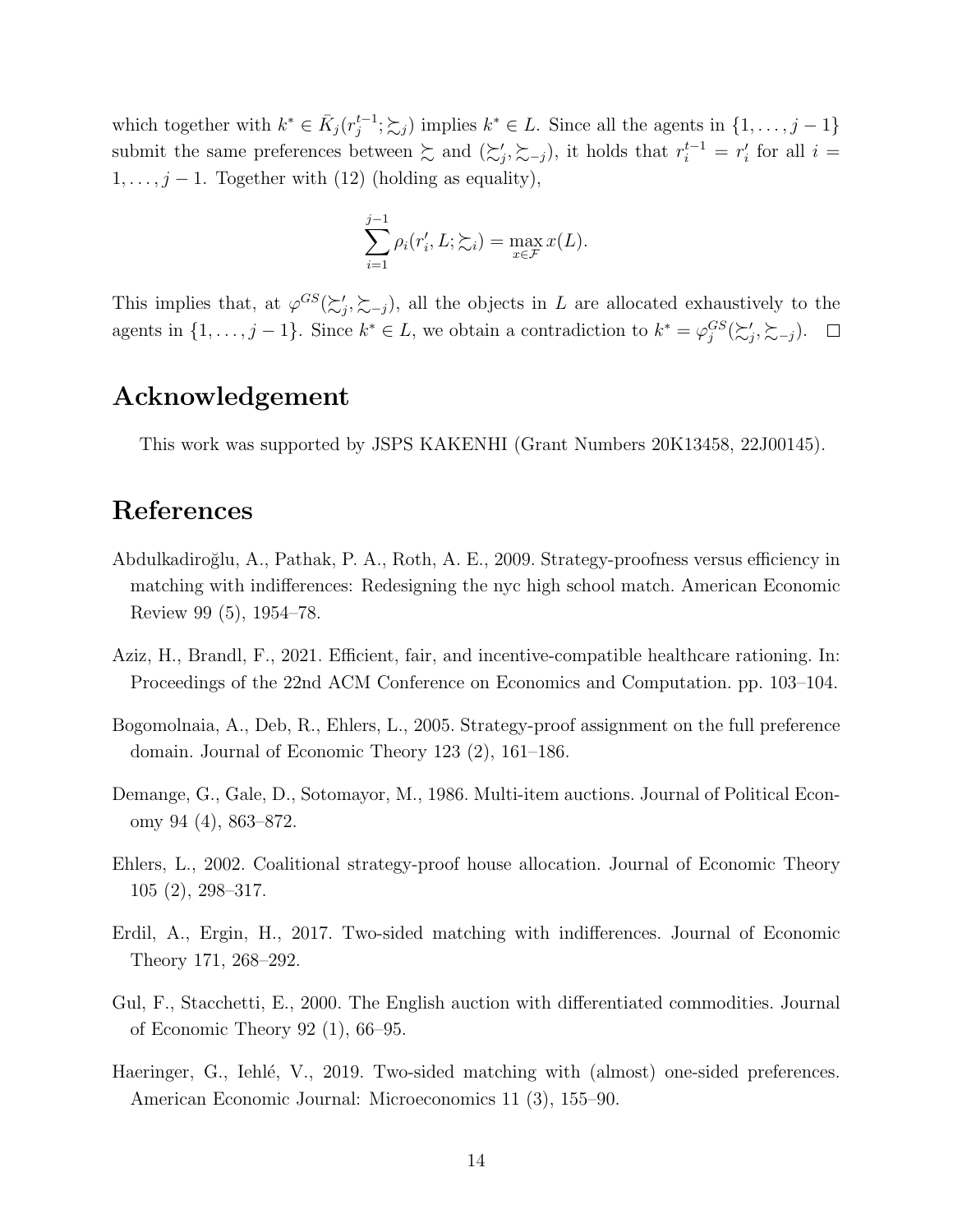which together with $k^* \in \bar{K}_j(r_j^{t-1}; \succsim_j)$ implies $k^* \in L$. Since all the agents in $\{1, \ldots, j-1\}$ submit the same preferences between $\succsim$ and $(\succsim'_j, \succsim_{-j})$, it holds that $r_i^{t-1} = r'_i$ for all $i = 1, \ldots, j-1$. Together with (12) (holding as equality),

$$\sum_{i=1}^{j-1} \rho_i(r'_i, L; \succsim_i) = \max_{x \in \mathcal{F}} x(L).$$

This implies that, at $\varphi^{GS}(\succsim'_j, \succsim_{-j})$, all the objects in $L$ are allocated exhaustively to the agents in $\{1, \ldots, j-1\}$. Since $k^* \in L$, we obtain a contradiction to $k^* = \varphi_j^{GS}(\succsim'_j, \succsim_{-j})$. $\square$

## Acknowledgement

This work was supported by JSPS KAKENHI (Grant Numbers 20K13458, 22J00145).

## References

Abdulkadiroğlu, A., Pathak, P. A., Roth, A. E., 2009. Strategy-proofness versus efficiency in matching with indifferences: Redesigning the nyc high school match. American Economic Review 99 (5), 1954–78.

Aziz, H., Brandl, F., 2021. Efficient, fair, and incentive-compatible healthcare rationing. In: Proceedings of the 22nd ACM Conference on Economics and Computation. pp. 103–104.

Bogomolnaia, A., Deb, R., Ehlers, L., 2005. Strategy-proof assignment on the full preference domain. Journal of Economic Theory 123 (2), 161–186.

Demange, G., Gale, D., Sotomayor, M., 1986. Multi-item auctions. Journal of Political Economy 94 (4), 863–872.

Ehlers, L., 2002. Coalitional strategy-proof house allocation. Journal of Economic Theory 105 (2), 298–317.

Erdil, A., Ergin, H., 2017. Two-sided matching with indifferences. Journal of Economic Theory 171, 268–292.

Gul, F., Stacchetti, E., 2000. The English auction with differentiated commodities. Journal of Economic Theory 92 (1), 66–95.

Haeringer, G., Iehlé, V., 2019. Two-sided matching with (almost) one-sided preferences. American Economic Journal: Microeconomics 11 (3), 155–90.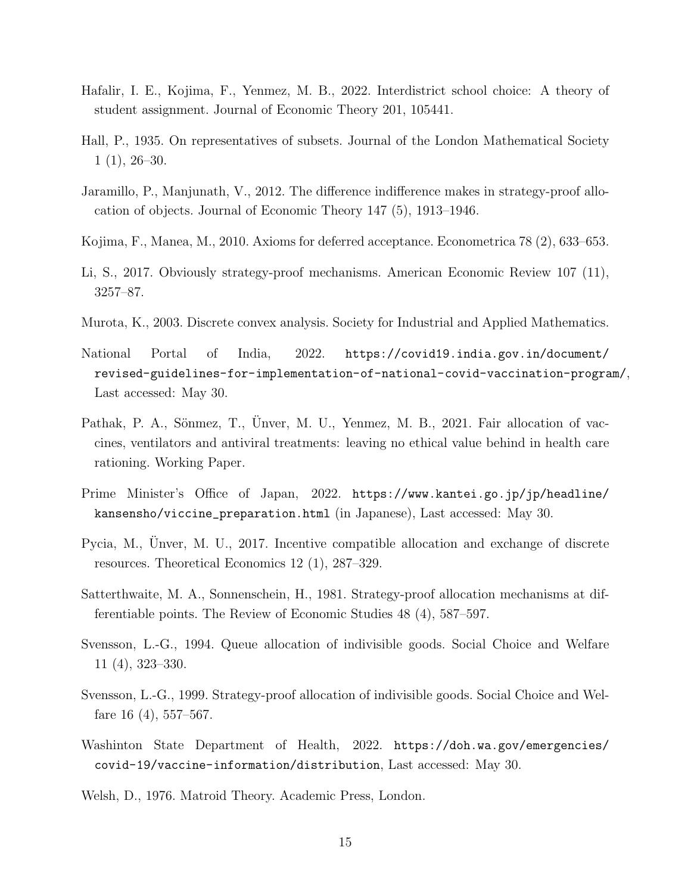Hafalir, I. E., Kojima, F., Yenmez, M. B., 2022. Interdistrict school choice: A theory of student assignment. Journal of Economic Theory 201, 105441.

Hall, P., 1935. On representatives of subsets. Journal of the London Mathematical Society 1 (1), 26–30.

Jaramillo, P., Manjunath, V., 2012. The difference indifference makes in strategy-proof allocation of objects. Journal of Economic Theory 147 (5), 1913–1946.

Kojima, F., Manea, M., 2010. Axioms for deferred acceptance. Econometrica 78 (2), 633–653.

Li, S., 2017. Obviously strategy-proof mechanisms. American Economic Review 107 (11), 3257–87.

Murota, K., 2003. Discrete convex analysis. Society for Industrial and Applied Mathematics.

National Portal of India, 2022. `https://covid19.india.gov.in/document/revised-guidelines-for-implementation-of-national-covid-vaccination-program/`, Last accessed: May 30.

Pathak, P. A., Sönmez, T., Ünver, M. U., Yenmez, M. B., 2021. Fair allocation of vaccines, ventilators and antiviral treatments: leaving no ethical value behind in health care rationing. Working Paper.

Prime Minister's Office of Japan, 2022. `https://www.kantei.go.jp/jp/headline/kansensho/viccine_preparation.html` (in Japanese), Last accessed: May 30.

Pycia, M., Ünver, M. U., 2017. Incentive compatible allocation and exchange of discrete resources. Theoretical Economics 12 (1), 287–329.

Satterthwaite, M. A., Sonnenschein, H., 1981. Strategy-proof allocation mechanisms at differentiable points. The Review of Economic Studies 48 (4), 587–597.

Svensson, L.-G., 1994. Queue allocation of indivisible goods. Social Choice and Welfare 11 (4), 323–330.

Svensson, L.-G., 1999. Strategy-proof allocation of indivisible goods. Social Choice and Welfare 16 (4), 557–567.

Washinton State Department of Health, 2022. `https://doh.wa.gov/emergencies/covid-19/vaccine-information/distribution`, Last accessed: May 30.

Welsh, D., 1976. Matroid Theory. Academic Press, London.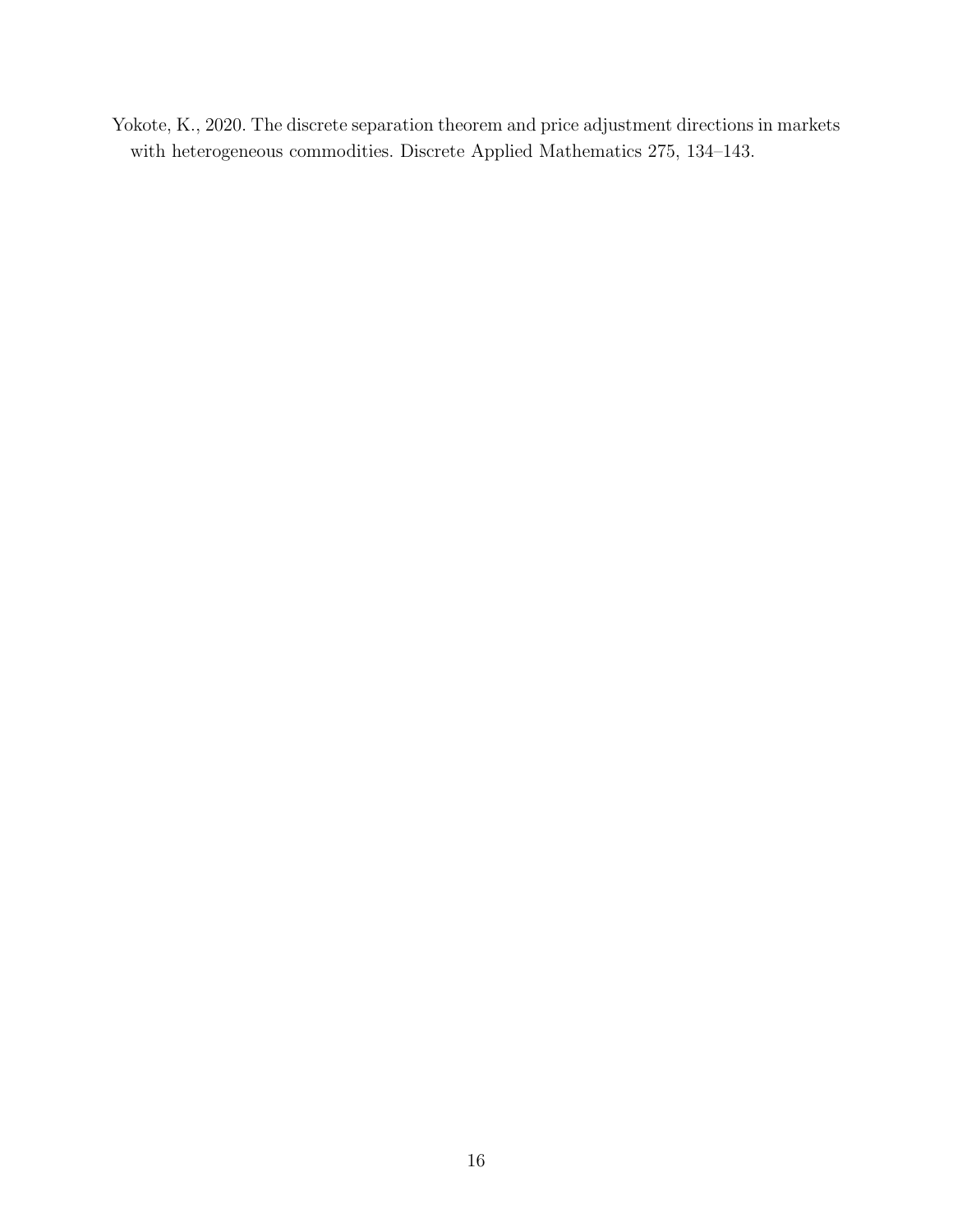Yokote, K., 2020. The discrete separation theorem and price adjustment directions in markets with heterogeneous commodities. Discrete Applied Mathematics 275, 134–143.